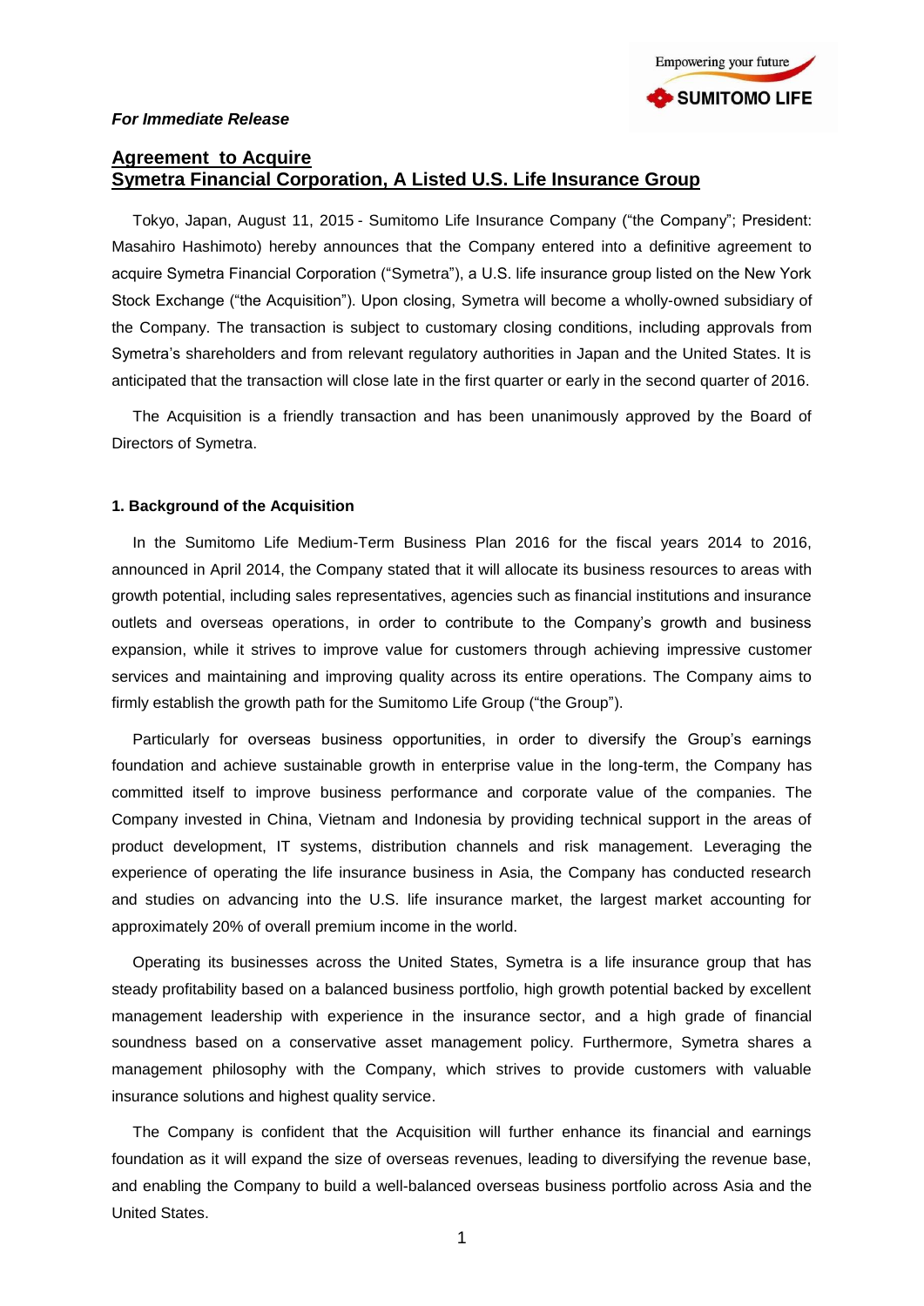*For Immediate Release*

# Agreement to Acquire Symetra Financial Corporation, A Listed U.S. Life Insurance Group

Tokyo, Japan, August 11, 2015 - Sumitomo Life Insurance Company ("the Company"; President: Masahiro Hashimoto) hereby announces that the Company entered into a definitive agreement to acquire Symetra Financial Corporation ("Symetra"), a U.S. life insurance group listed on the New York Stock Exchange ("the Acquisition"). Upon closing, Symetra will become a wholly-owned subsidiary of the Company. The transaction is subject to customary closing conditions, including approvals from Symetra's shareholders and from relevant regulatory authorities in Japan and the United States. It is anticipated that the transaction will close late in the first quarter or early in the second quarter of 2016.

The Acquisition is a friendly transaction and has been unanimously approved by the Board of Directors of Symetra.

## 1. Background of the Acquisition

In the Sumitomo Life Medium-Term Business Plan 2016 for the fiscal years 2014 to 2016, announced in April 2014, the Company stated that it will allocate its business resources to areas with growth potential, including sales representatives, agencies such as financial institutions and insurance outlets and overseas operations, in order to contribute to the Company's growth and business expansion, while it strives to improve value for customers through achieving impressive customer services and maintaining and improving quality across its entire operations. The Company aims to firmly establish the growth path for the Sumitomo Life Group ("the Group").

Particularly for overseas business opportunities, in order to diversify the Group's earnings foundation and achieve sustainable growth in enterprise value in the long-term, the Company has committed itself to improve business performance and corporate value of the companies. The Company invested in China, Vietnam and Indonesia by providing technical support in the areas of product development, IT systems, distribution channels and risk management. Leveraging the experience of operating the life insurance business in Asia, the Company has conducted research and studies on advancing into the U.S. life insurance market, the largest market accounting for approximately 20% of overall premium income in the world.

Operating its businesses across the United States, Symetra is a life insurance group that has steady profitability based on a balanced business portfolio, high growth potential backed by excellent management leadership with experience in the insurance sector, and a high grade of financial soundness based on a conservative asset management policy. Furthermore, Symetra shares a management philosophy with the Company, which strives to provide customers with valuable insurance solutions and highest quality service.

The Company is confident that the Acquisition will further enhance its financial and earnings foundation as it will expand the size of overseas revenues, leading to diversifying the revenue base, and enabling the Company to build a well-balanced overseas business portfolio across Asia and the United States.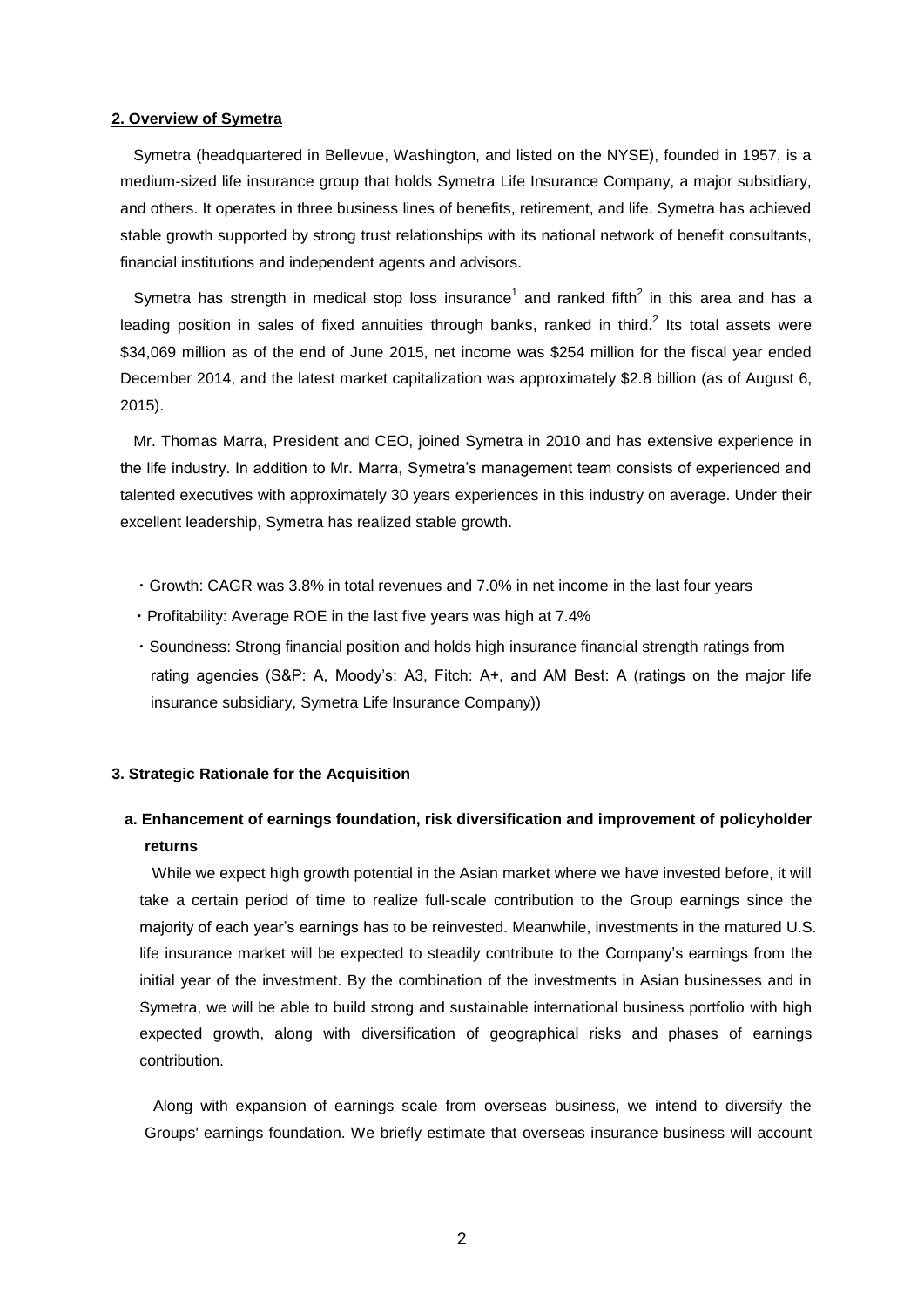## 2. Overview of Symetra

Symetra (headquartered in Bellevue, Washington, and listed on the NYSE), founded in 1957, is a medium-sized life insurance group that holds Symetra Life Insurance Company, a major subsidiary, and others. It operates in three business lines of benefits, retirement, and life. Symetra has achieved stable growth supported by strong trust relationships with its national network of benefit consultants, financial institutions and independent agents and advisors.

Symetra has strength in medical stop loss insurance[1] and ranked fifth[2] in this area and has a leading position in sales of fixed annuities through banks, ranked in third.[2] Its total assets were $34,069 million as of the end of June 2015, net income was $254 million for the fiscal year ended December 2014, and the latest market capitalization was approximately $2.8 billion (as of August 6, 2015).

Mr. Thomas Marra, President and CEO, joined Symetra in 2010 and has extensive experience in the life industry. In addition to Mr. Marra, Symetra's management team consists of experienced and talented executives with approximately 30 years experiences in this industry on average. Under their excellent leadership, Symetra has realized stable growth.

- Growth: CAGR was 3.8% in total revenues and 7.0% in net income in the last four years
- Profitability: Average ROE in the last five years was high at 7.4%
- Soundness: Strong financial position and holds high insurance financial strength ratings from rating agencies (S&P: A, Moody's: A3, Fitch: A+, and AM Best: A (ratings on the major life insurance subsidiary, Symetra Life Insurance Company))

## 3. Strategic Rationale for the Acquisition

### a. Enhancement of earnings foundation, risk diversification and improvement of policyholder returns

While we expect high growth potential in the Asian market where we have invested before, it will take a certain period of time to realize full-scale contribution to the Group earnings since the majority of each year's earnings has to be reinvested. Meanwhile, investments in the matured U.S. life insurance market will be expected to steadily contribute to the Company's earnings from the initial year of the investment. By the combination of the investments in Asian businesses and in Symetra, we will be able to build strong and sustainable international business portfolio with high expected growth, along with diversification of geographical risks and phases of earnings contribution.

Along with expansion of earnings scale from overseas business, we intend to diversify the Groups' earnings foundation. We briefly estimate that overseas insurance business will account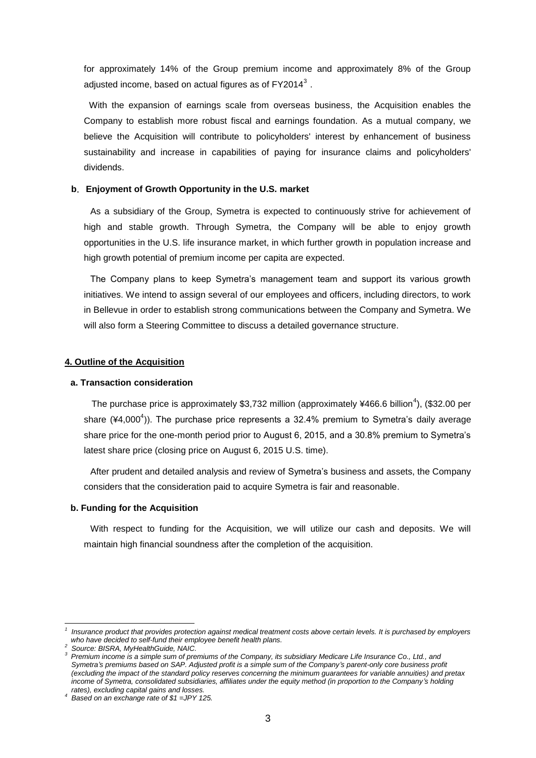for approximately 14% of the Group premium income and approximately 8% of the Group adjusted income, based on actual figures as of FY2014[3] .

With the expansion of earnings scale from overseas business, the Acquisition enables the Company to establish more robust fiscal and earnings foundation. As a mutual company, we believe the Acquisition will contribute to policyholders' interest by enhancement of business sustainability and increase in capabilities of paying for insurance claims and policyholders' dividends.

### b. Enjoyment of Growth Opportunity in the U.S. market

As a subsidiary of the Group, Symetra is expected to continuously strive for achievement of high and stable growth. Through Symetra, the Company will be able to enjoy growth opportunities in the U.S. life insurance market, in which further growth in population increase and high growth potential of premium income per capita are expected.

The Company plans to keep Symetra's management team and support its various growth initiatives. We intend to assign several of our employees and officers, including directors, to work in Bellevue in order to establish strong communications between the Company and Symetra. We will also form a Steering Committee to discuss a detailed governance structure.

## 4. Outline of the Acquisition

### a. Transaction consideration

The purchase price is approximately \$3,732 million (approximately ¥466.6 billion[4]), (\$32.00 per share (¥4,000[4])). The purchase price represents a 32.4% premium to Symetra's daily average share price for the one-month period prior to August 6, 2015, and a 30.8% premium to Symetra's latest share price (closing price on August 6, 2015 U.S. time).

After prudent and detailed analysis and review of Symetra's business and assets, the Company considers that the consideration paid to acquire Symetra is fair and reasonable.

### b. Funding for the Acquisition

With respect to funding for the Acquisition, we will utilize our cash and deposits. We will maintain high financial soundness after the completion of the acquisition.

---

[1] *Insurance product that provides protection against medical treatment costs above certain levels. It is purchased by employers who have decided to self-fund their employee benefit health plans.*

[2] *Source: BISRA, MyHealthGuide, NAIC.*

[3] *Premium income is a simple sum of premiums of the Company, its subsidiary Medicare Life Insurance Co., Ltd., and Symetra's premiums based on SAP. Adjusted profit is a simple sum of the Company's parent-only core business profit (excluding the impact of the standard policy reserves concerning the minimum guarantees for variable annuities) and pretax income of Symetra, consolidated subsidiaries, affiliates under the equity method (in proportion to the Company's holding rates), excluding capital gains and losses.*

[4] *Based on an exchange rate of \$1 =JPY 125.*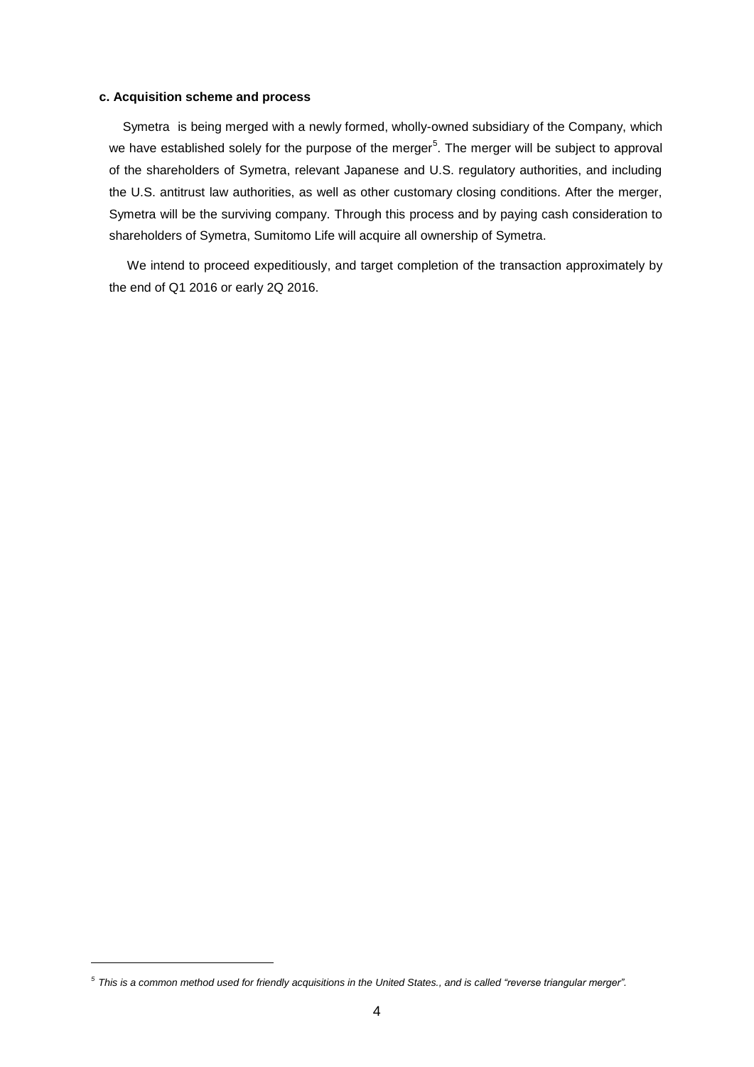**c. Acquisition scheme and process**

Symetra is being merged with a newly formed, wholly-owned subsidiary of the Company, which we have established solely for the purpose of the merger[5]. The merger will be subject to approval of the shareholders of Symetra, relevant Japanese and U.S. regulatory authorities, and including the U.S. antitrust law authorities, as well as other customary closing conditions. After the merger, Symetra will be the surviving company. Through this process and by paying cash consideration to shareholders of Symetra, Sumitomo Life will acquire all ownership of Symetra.

We intend to proceed expeditiously, and target completion of the transaction approximately by the end of Q1 2016 or early 2Q 2016.

---

[5] *This is a common method used for friendly acquisitions in the United States., and is called "reverse triangular merger".*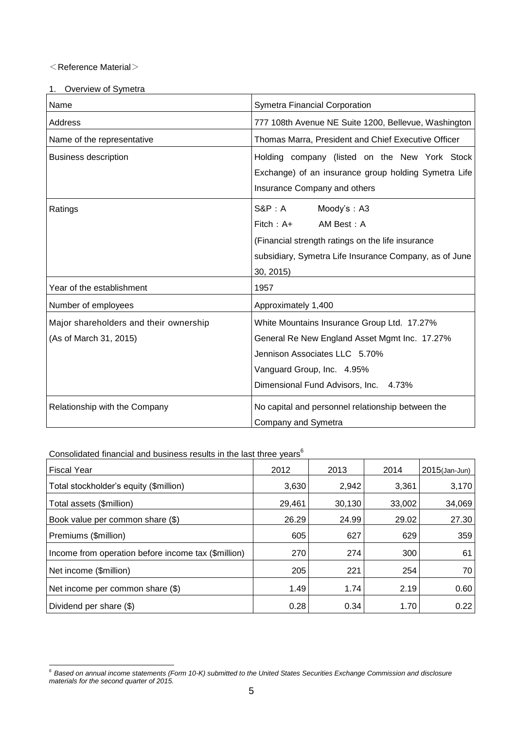＜Reference Material＞

1. Overview of Symetra

| Name | Symetra Financial Corporation |
|---|---|
| Address | 777 108th Avenue NE Suite 1200, Bellevue, Washington |
| Name of the representative | Thomas Marra, President and Chief Executive Officer |
| Business description | Holding company (listed on the New York Stock Exchange) of an insurance group holding Symetra Life Insurance Company and others |
| Ratings | S&P：A Moody's：A3<br>Fitch：A+ AM Best：A<br>(Financial strength ratings on the life insurance subsidiary, Symetra Life Insurance Company, as of June 30, 2015) |
| Year of the establishment | 1957 |
| Number of employees | Approximately 1,400 |
| Major shareholders and their ownership<br>(As of March 31, 2015) | White Mountains Insurance Group Ltd. 17.27%<br>General Re New England Asset Mgmt Inc. 17.27%<br>Jennison Associates LLC 5.70%<br>Vanguard Group, Inc. 4.95%<br>Dimensional Fund Advisors, Inc. 4.73% |
| Relationship with the Company | No capital and personnel relationship between the Company and Symetra |

Consolidated financial and business results in the last three years[6]

| Fiscal Year | 2012 | 2013 | 2014 | 2015(Jan-Jun) |
|---|---|---|---|---|
| Total stockholder's equity ($million) | 3,630 | 2,942 | 3,361 | 3,170 |
| Total assets ($million) | 29,461 | 30,130 | 33,002 | 34,069 |
| Book value per common share ($) | 26.29 | 24.99 | 29.02 | 27.30 |
| Premiums ($million) | 605 | 627 | 629 | 359 |
| Income from operation before income tax ($million) | 270 | 274 | 300 | 61 |
| Net income ($million) | 205 | 221 | 254 | 70 |
| Net income per common share ($) | 1.49 | 1.74 | 2.19 | 0.60 |
| Dividend per share ($) | 0.28 | 0.34 | 1.70 | 0.22 |

[6] *Based on annual income statements (Form 10-K) submitted to the United States Securities Exchange Commission and disclosure materials for the second quarter of 2015.*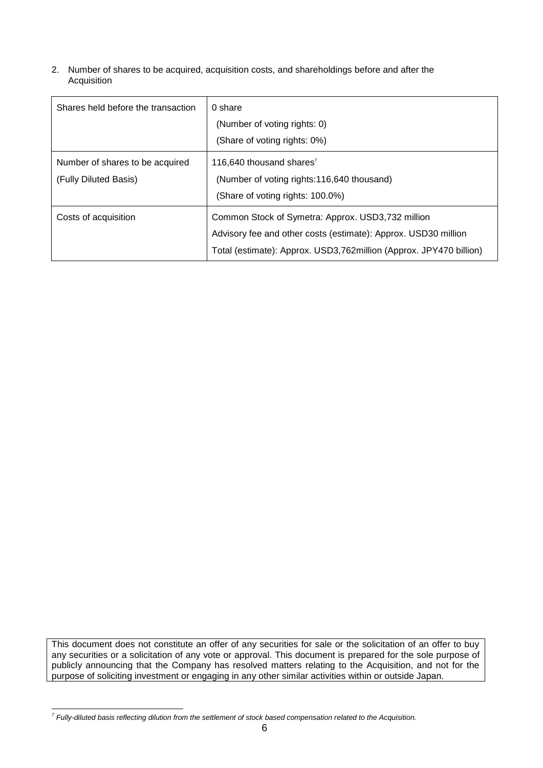2. Number of shares to be acquired, acquisition costs, and shareholdings before and after the Acquisition

| | |
|---|---|
| Shares held before the transaction | 0 share<br>(Number of voting rights: 0)<br>(Share of voting rights: 0%) |
| Number of shares to be acquired<br>(Fully Diluted Basis) | 116,640 thousand shares[7]<br>(Number of voting rights:116,640 thousand)<br>(Share of voting rights: 100.0%) |
| Costs of acquisition | Common Stock of Symetra: Approx. USD3,732 million<br>Advisory fee and other costs (estimate): Approx. USD30 million<br>Total (estimate): Approx. USD3,762million (Approx. JPY470 billion) |

This document does not constitute an offer of any securities for sale or the solicitation of an offer to buy any securities or a solicitation of any vote or approval. This document is prepared for the sole purpose of publicly announcing that the Company has resolved matters relating to the Acquisition, and not for the purpose of soliciting investment or engaging in any other similar activities within or outside Japan.

[7] *Fully-diluted basis reflecting dilution from the settlement of stock based compensation related to the Acquisition.*